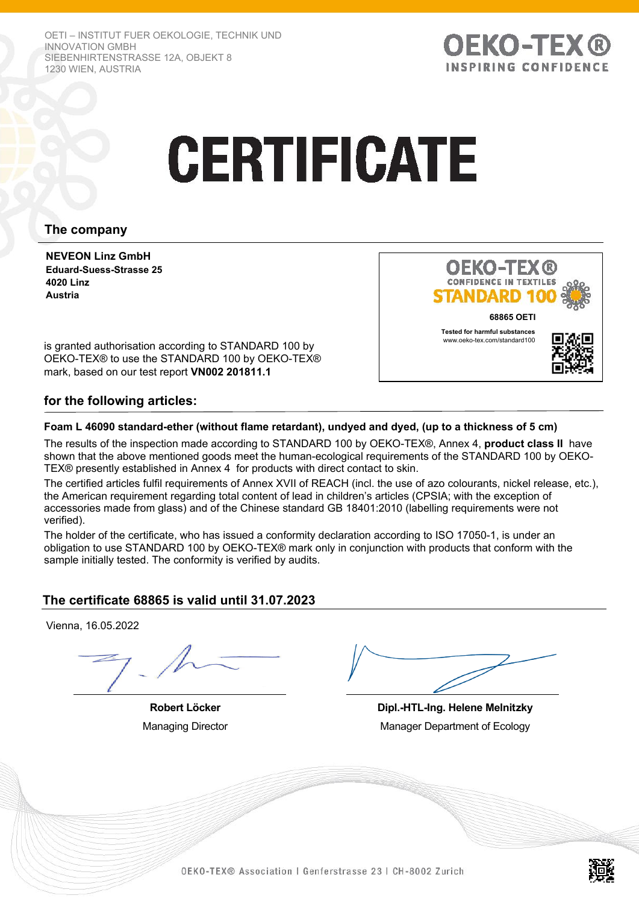OETI – INSTITUT FUER OEKOLOGIE, TECHNIK UND INNOVATION GMBH
SIEBENHIRTENSTRASSE 12A, OBJEKT 8
1230 WIEN, AUSTRIA

OEKO-TEX®
INSPIRING CONFIDENCE

# CERTIFICATE

## The company

**NEVEON Linz GmbH**
**Eduard-Suess-Strasse 25**
**4020 Linz**
**Austria**

OEKO-TEX®
CONFIDENCE IN TEXTILES
STANDARD 100
**68865 OETI**
**Tested for harmful substances**
www.oeko-tex.com/standard100

is granted authorisation according to STANDARD 100 by OEKO-TEX® to use the STANDARD 100 by OEKO-TEX® mark, based on our test report **VN002 201811.1**

## for the following articles:

**Foam L 46090 standard-ether (without flame retardant), undyed and dyed, (up to a thickness of 5 cm)**

The results of the inspection made according to STANDARD 100 by OEKO-TEX®, Annex 4, **product class II** have shown that the above mentioned goods meet the human-ecological requirements of the STANDARD 100 by OEKO-TEX® presently established in Annex 4 for products with direct contact to skin.

The certified articles fulfil requirements of Annex XVII of REACH (incl. the use of azo colourants, nickel release, etc.), the American requirement regarding total content of lead in children's articles (CPSIA; with the exception of accessories made from glass) and of the Chinese standard GB 18401:2010 (labelling requirements were not verified).

The holder of the certificate, who has issued a conformity declaration according to ISO 17050-1, is under an obligation to use STANDARD 100 by OEKO-TEX® mark only in conjunction with products that conform with the sample initially tested. The conformity is verified by audits.

## The certificate 68865 is valid until 31.07.2023

Vienna, 16.05.2022

| **Robert Löcker** | **Dipl.-HTL-Ing. Helene Melnitzky** |
|---|---|
| Managing Director | Manager Department of Ecology |

OEKO-TEX® Association | Genferstrasse 23 | CH-8002 Zurich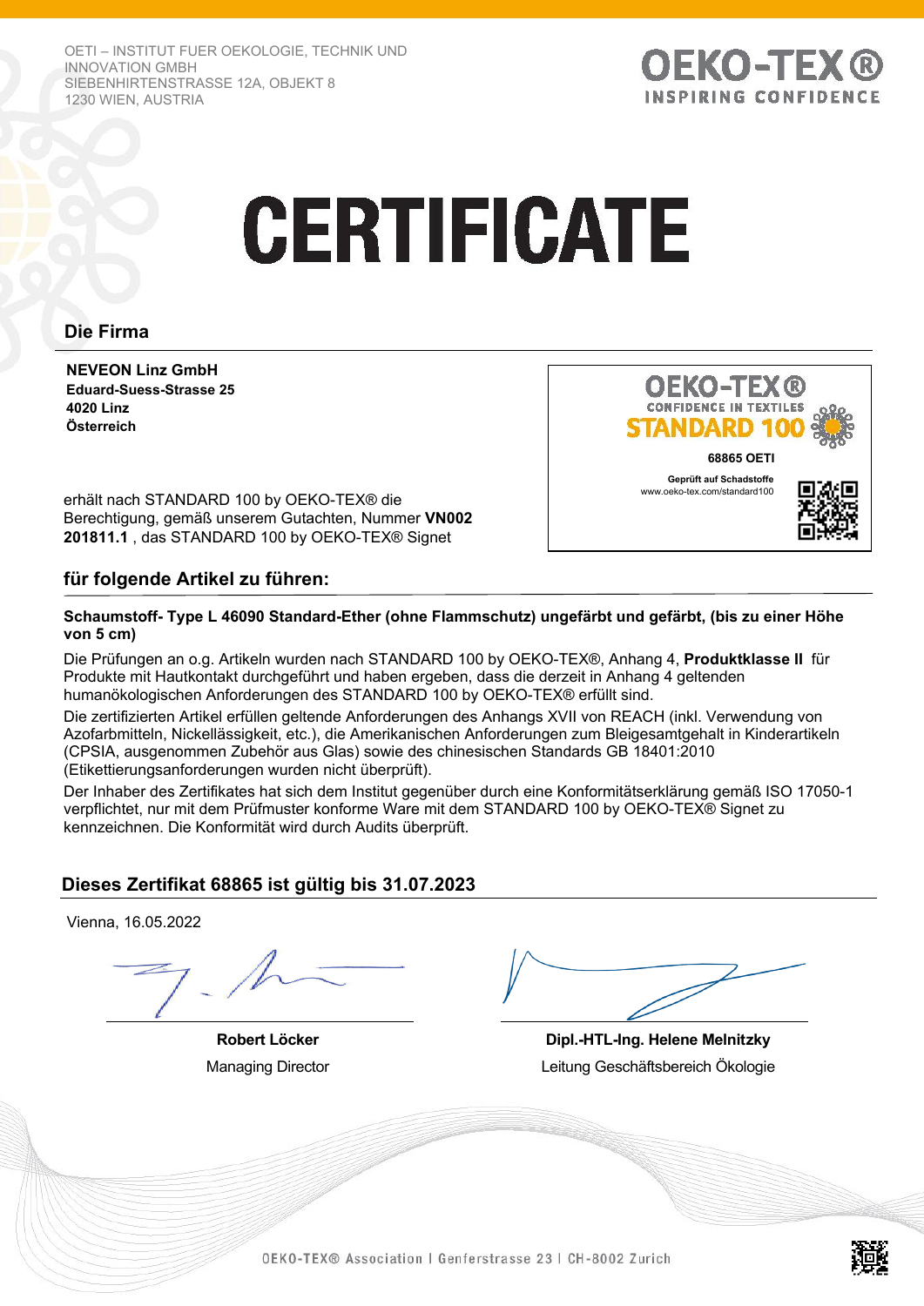OETI – INSTITUT FUER OEKOLOGIE, TECHNIK UND INNOVATION GMBH
SIEBENHIRTENSTRASSE 12A, OBJEKT 8
1230 WIEN, AUSTRIA

OEKO-TEX®
INSPIRING CONFIDENCE

# CERTIFICATE

## Die Firma

**NEVEON Linz GmbH**
**Eduard-Suess-Strasse 25**
**4020 Linz**
**Österreich**

OEKO-TEX®
CONFIDENCE IN TEXTILES
STANDARD 100

**68865 OETI**

**Geprüft auf Schadstoffe**
www.oeko-tex.com/standard100

erhält nach STANDARD 100 by OEKO-TEX® die Berechtigung, gemäß unserem Gutachten, Nummer **VN002 201811.1** , das STANDARD 100 by OEKO-TEX® Signet

## für folgende Artikel zu führen:

**Schaumstoff- Type L 46090 Standard-Ether (ohne Flammschutz) ungefärbt und gefärbt, (bis zu einer Höhe von 5 cm)**

Die Prüfungen an o.g. Artikeln wurden nach STANDARD 100 by OEKO-TEX®, Anhang 4, **Produktklasse II** für Produkte mit Hautkontakt durchgeführt und haben ergeben, dass die derzeit in Anhang 4 geltenden humanökologischen Anforderungen des STANDARD 100 by OEKO-TEX® erfüllt sind.

Die zertifizierten Artikel erfüllen geltende Anforderungen des Anhangs XVII von REACH (inkl. Verwendung von Azofarbmitteln, Nickellässigkeit, etc.), die Amerikanischen Anforderungen zum Bleigesamtgehalt in Kinderartikeln (CPSIA, ausgenommen Zubehör aus Glas) sowie des chinesischen Standards GB 18401:2010 (Etikettierungsanforderungen wurden nicht überprüft).

Der Inhaber des Zertifikates hat sich dem Institut gegenüber durch eine Konformitätserklärung gemäß ISO 17050-1 verpflichtet, nur mit dem Prüfmuster konforme Ware mit dem STANDARD 100 by OEKO-TEX® Signet zu kennzeichnen. Die Konformität wird durch Audits überprüft.

## Dieses Zertifikat 68865 ist gültig bis 31.07.2023

Vienna, 16.05.2022

| | |
|---|---|
| **Robert Löcker** | **Dipl.-HTL-Ing. Helene Melnitzky** |
| Managing Director | Leitung Geschäftsbereich Ökologie |

OEKO-TEX® Association | Genferstrasse 23 | CH-8002 Zurich